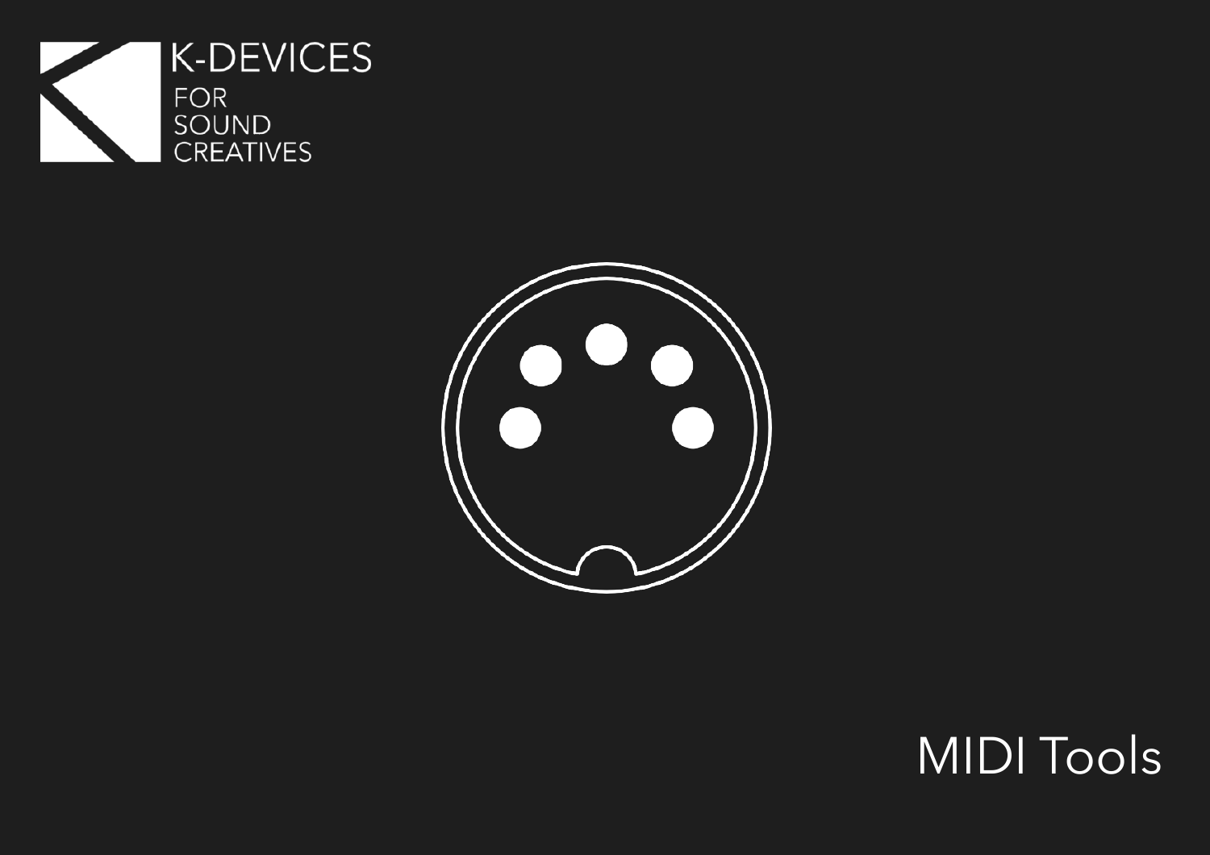K-DEVICES
FOR
SOUND
CREATIVES

# MIDI Tools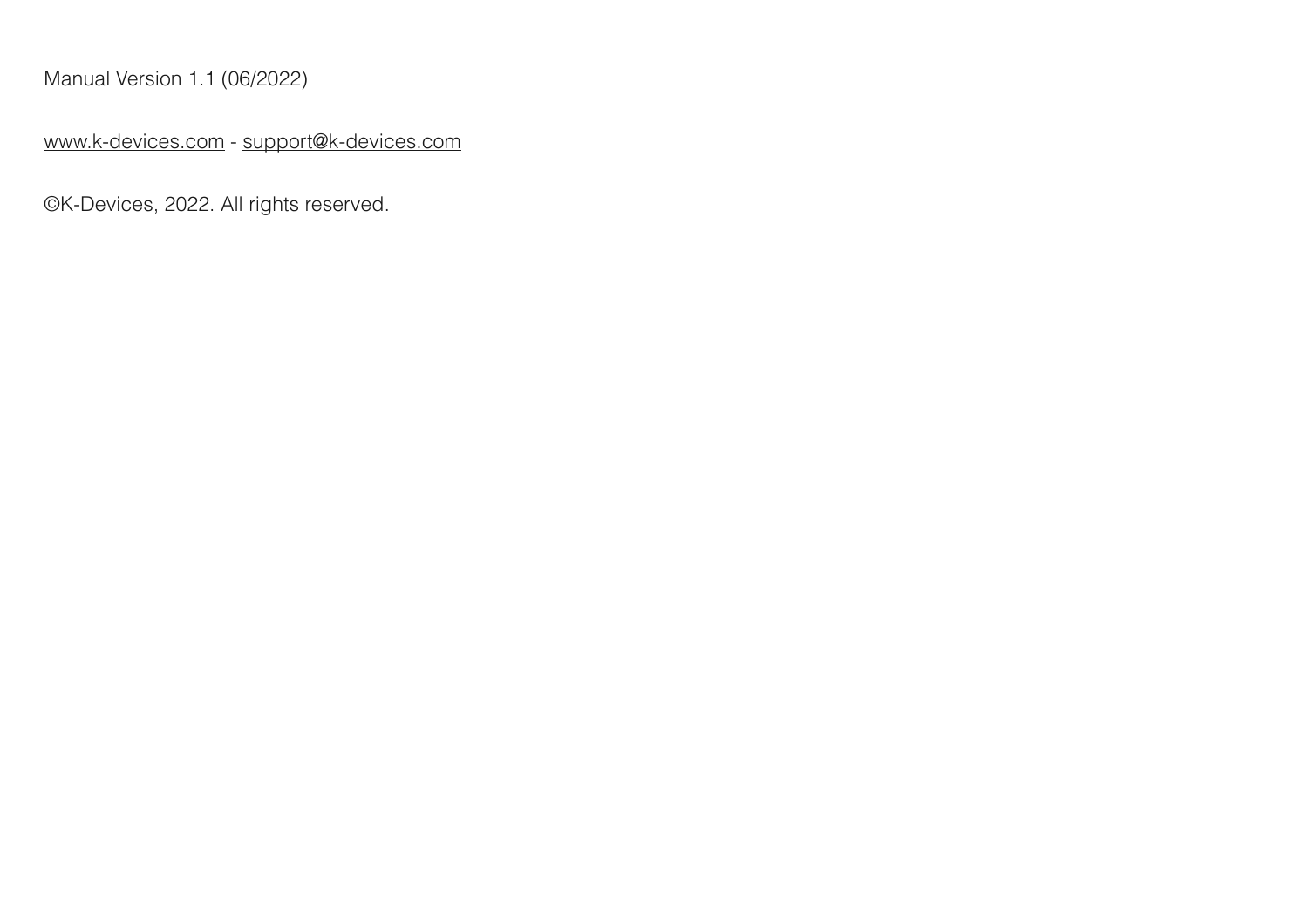Manual Version 1.1 (06/2022)

[www.k-devices.com](http://www.k-devices.com) - [support@k-devices.com](mailto:support@k-devices.com)

©K-Devices, 2022. All rights reserved.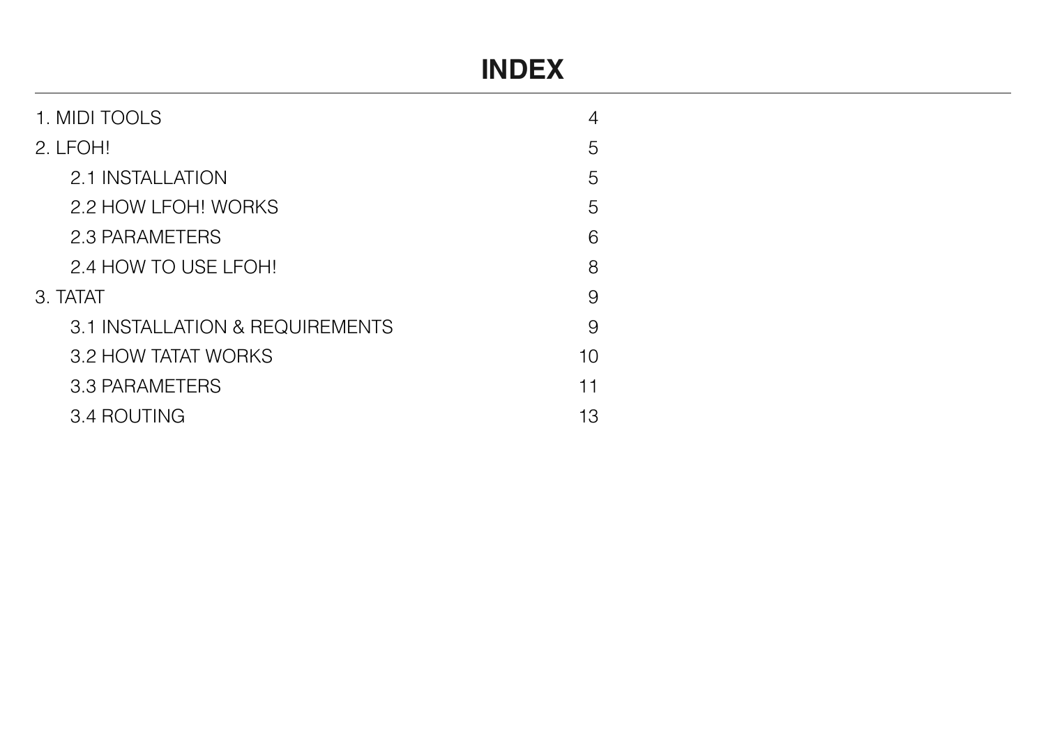# INDEX

| | |
|---|---|
| 1. MIDI TOOLS | 4 |
| 2. LFOH! | 5 |
| 2.1 INSTALLATION | 5 |
| 2.2 HOW LFOH! WORKS | 5 |
| 2.3 PARAMETERS | 6 |
| 2.4 HOW TO USE LFOH! | 8 |
| 3. TATAT | 9 |
| 3.1 INSTALLATION & REQUIREMENTS | 9 |
| 3.2 HOW TATAT WORKS | 10 |
| 3.3 PARAMETERS | 11 |
| 3.4 ROUTING | 13 |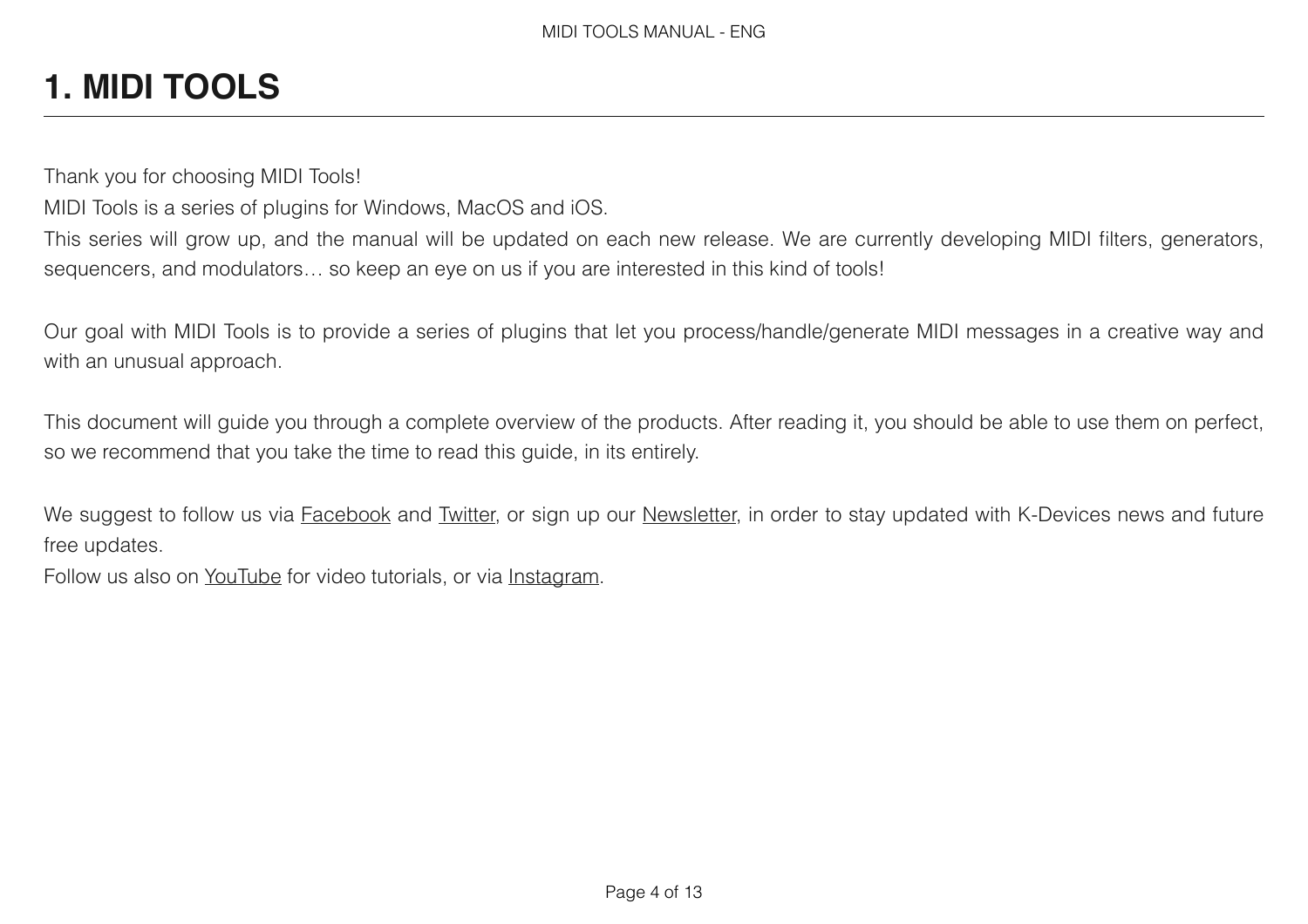# 1. MIDI TOOLS

Thank you for choosing MIDI Tools!

MIDI Tools is a series of plugins for Windows, MacOS and iOS.

This series will grow up, and the manual will be updated on each new release. We are currently developing MIDI filters, generators, sequencers, and modulators… so keep an eye on us if you are interested in this kind of tools!

Our goal with MIDI Tools is to provide a series of plugins that let you process/handle/generate MIDI messages in a creative way and with an unusual approach.

This document will guide you through a complete overview of the products. After reading it, you should be able to use them on perfect, so we recommend that you take the time to read this guide, in its entirely.

We suggest to follow us via Facebook and Twitter, or sign up our Newsletter, in order to stay updated with K-Devices news and future free updates.

Follow us also on YouTube for video tutorials, or via Instagram.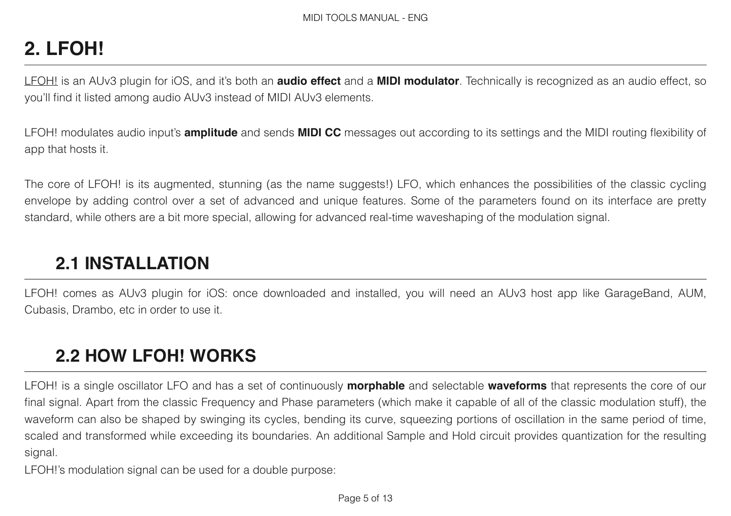# 2. LFOH!

LFOH! is an AUv3 plugin for iOS, and it's both an **audio effect** and a **MIDI modulator**. Technically is recognized as an audio effect, so you'll find it listed among audio AUv3 instead of MIDI AUv3 elements.

LFOH! modulates audio input's **amplitude** and sends **MIDI CC** messages out according to its settings and the MIDI routing flexibility of app that hosts it.

The core of LFOH! is its augmented, stunning (as the name suggests!) LFO, which enhances the possibilities of the classic cycling envelope by adding control over a set of advanced and unique features. Some of the parameters found on its interface are pretty standard, while others are a bit more special, allowing for advanced real-time waveshaping of the modulation signal.

## 2.1 INSTALLATION

LFOH! comes as AUv3 plugin for iOS: once downloaded and installed, you will need an AUv3 host app like GarageBand, AUM, Cubasis, Drambo, etc in order to use it.

## 2.2 HOW LFOH! WORKS

LFOH! is a single oscillator LFO and has a set of continuously **morphable** and selectable **waveforms** that represents the core of our final signal. Apart from the classic Frequency and Phase parameters (which make it capable of all of the classic modulation stuff), the waveform can also be shaped by swinging its cycles, bending its curve, squeezing portions of oscillation in the same period of time, scaled and transformed while exceeding its boundaries. An additional Sample and Hold circuit provides quantization for the resulting signal.

LFOH!'s modulation signal can be used for a double purpose: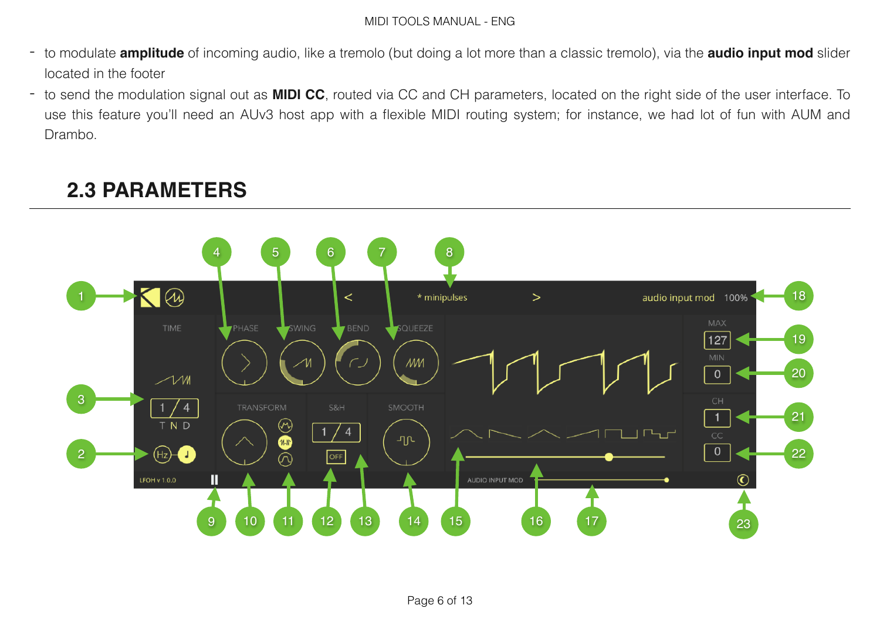- to modulate **amplitude** of incoming audio, like a tremolo (but doing a lot more than a classic tremolo), via the **audio input mod** slider located in the footer
- to send the modulation signal out as **MIDI CC**, routed via CC and CH parameters, located on the right side of the user interface. To use this feature you'll need an AUv3 host app with a flexible MIDI routing system; for instance, we had lot of fun with AUM and Drambo.

## 2.3 PARAMETERS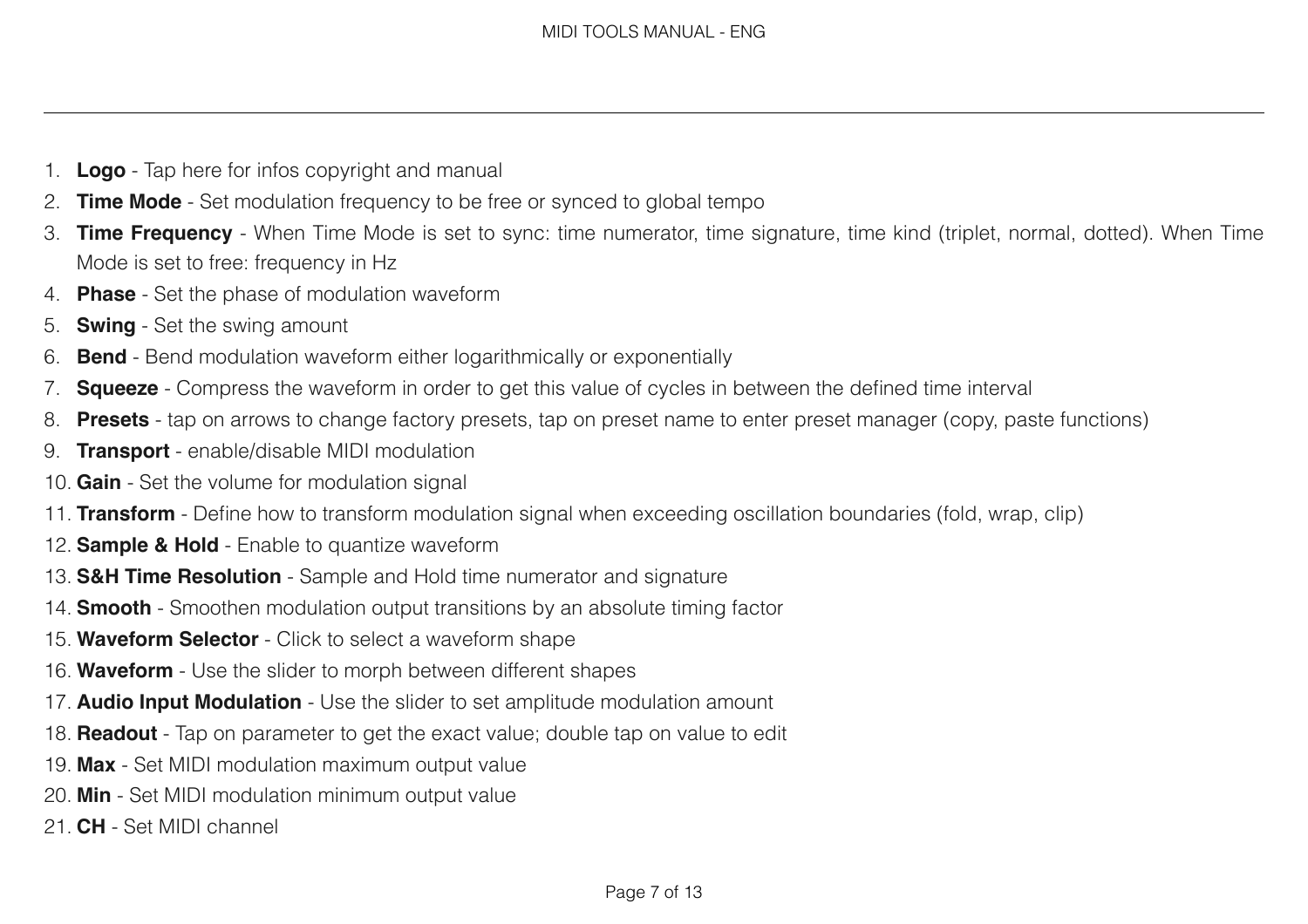1. **Logo** - Tap here for infos copyright and manual
2. **Time Mode** - Set modulation frequency to be free or synced to global tempo
3. **Time Frequency** - When Time Mode is set to sync: time numerator, time signature, time kind (triplet, normal, dotted). When Time Mode is set to free: frequency in Hz
4. **Phase** - Set the phase of modulation waveform
5. **Swing** - Set the swing amount
6. **Bend** - Bend modulation waveform either logarithmically or exponentially
7. **Squeeze** - Compress the waveform in order to get this value of cycles in between the defined time interval
8. **Presets** - tap on arrows to change factory presets, tap on preset name to enter preset manager (copy, paste functions)
9. **Transport** - enable/disable MIDI modulation
10. **Gain** - Set the volume for modulation signal
11. **Transform** - Define how to transform modulation signal when exceeding oscillation boundaries (fold, wrap, clip)
12. **Sample & Hold** - Enable to quantize waveform
13. **S&H Time Resolution** - Sample and Hold time numerator and signature
14. **Smooth** - Smoothen modulation output transitions by an absolute timing factor
15. **Waveform Selector** - Click to select a waveform shape
16. **Waveform** - Use the slider to morph between different shapes
17. **Audio Input Modulation** - Use the slider to set amplitude modulation amount
18. **Readout** - Tap on parameter to get the exact value; double tap on value to edit
19. **Max** - Set MIDI modulation maximum output value
20. **Min** - Set MIDI modulation minimum output value
21. **CH** - Set MIDI channel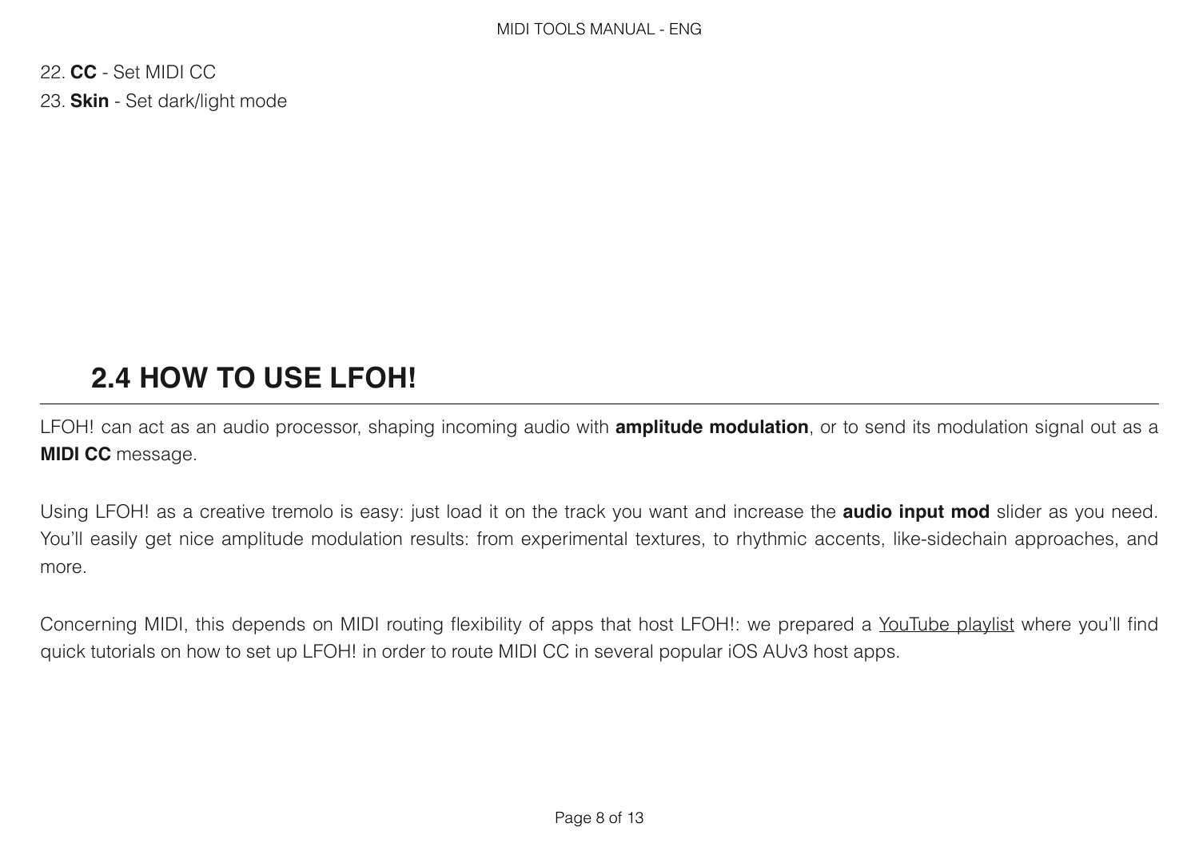22. **CC** - Set MIDI CC
23. **Skin** - Set dark/light mode

## 2.4 HOW TO USE LFOH!

LFOH! can act as an audio processor, shaping incoming audio with **amplitude modulation**, or to send its modulation signal out as a **MIDI CC** message.

Using LFOH! as a creative tremolo is easy: just load it on the track you want and increase the **audio input mod** slider as you need. You'll easily get nice amplitude modulation results: from experimental textures, to rhythmic accents, like-sidechain approaches, and more.

Concerning MIDI, this depends on MIDI routing flexibility of apps that host LFOH!: we prepared a YouTube playlist where you'll find quick tutorials on how to set up LFOH! in order to route MIDI CC in several popular iOS AUv3 host apps.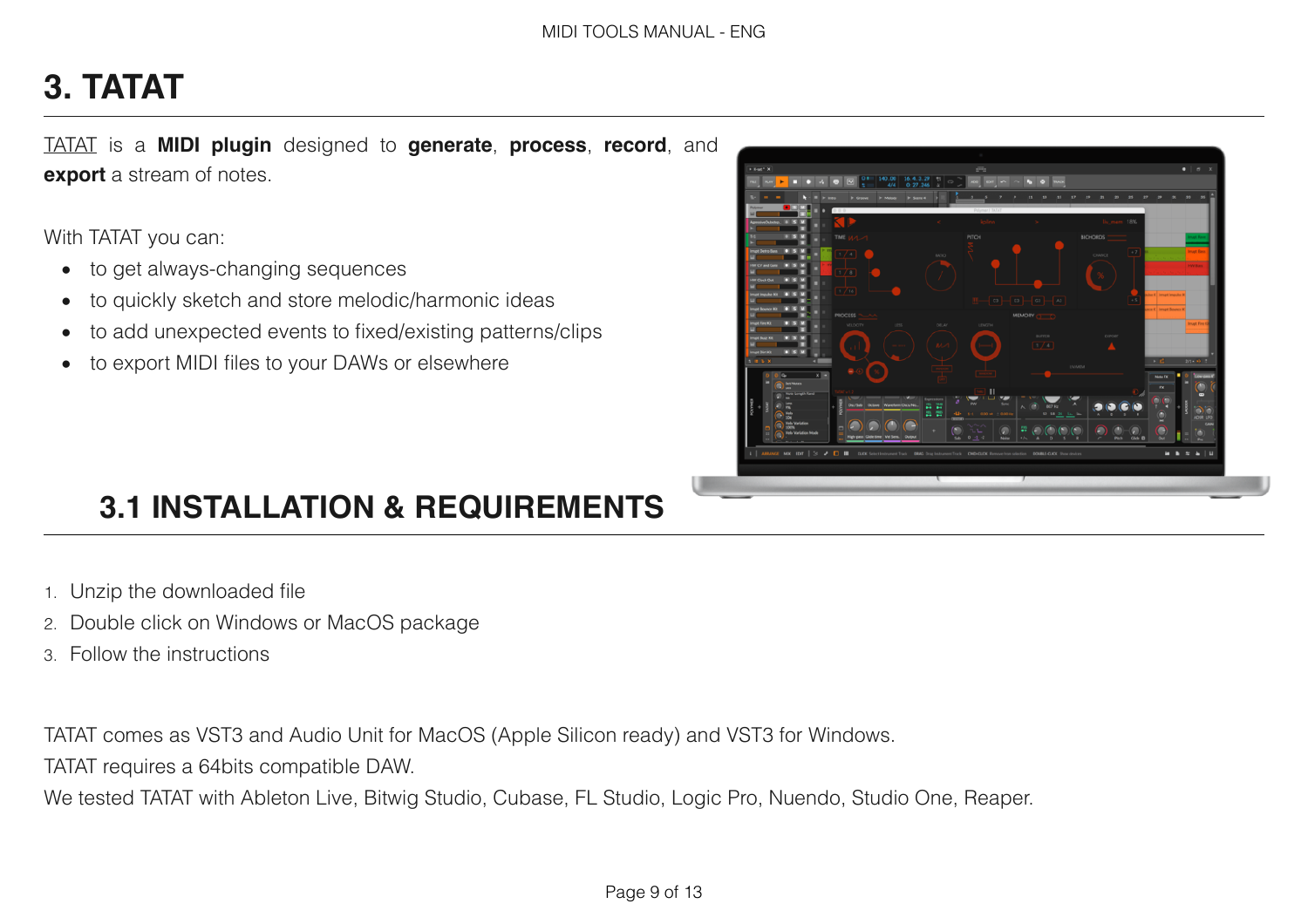# 3. TATAT

TATAT is a **MIDI plugin** designed to **generate**, **process**, **record**, and **export** a stream of notes.

With TATAT you can:

- to get always-changing sequences
- to quickly sketch and store melodic/harmonic ideas
- to add unexpected events to fixed/existing patterns/clips
- to export MIDI files to your DAWs or elsewhere

## 3.1 INSTALLATION & REQUIREMENTS

1. Unzip the downloaded file
2. Double click on Windows or MacOS package
3. Follow the instructions

TATAT comes as VST3 and Audio Unit for MacOS (Apple Silicon ready) and VST3 for Windows.
TATAT requires a 64bits compatible DAW.
We tested TATAT with Ableton Live, Bitwig Studio, Cubase, FL Studio, Logic Pro, Nuendo, Studio One, Reaper.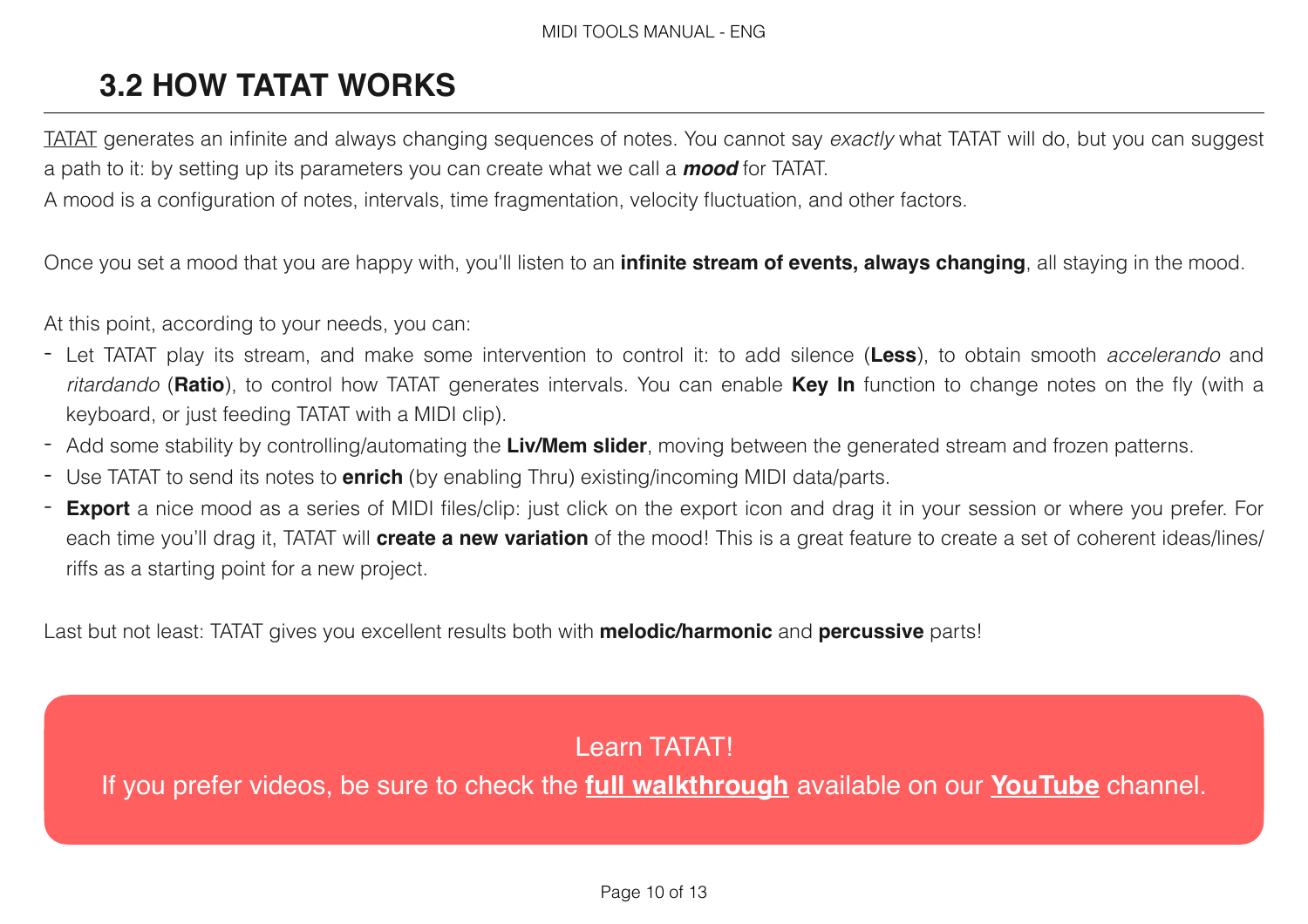## 3.2 HOW TATAT WORKS

TATAT generates an infinite and always changing sequences of notes. You cannot say *exactly* what TATAT will do, but you can suggest a path to it: by setting up its parameters you can create what we call a ***mood*** for TATAT.
A mood is a configuration of notes, intervals, time fragmentation, velocity fluctuation, and other factors.

Once you set a mood that you are happy with, you'll listen to an **infinite stream of events, always changing**, all staying in the mood.

At this point, according to your needs, you can:

- Let TATAT play its stream, and make some intervention to control it: to add silence (**Less**), to obtain smooth *accelerando* and *ritardando* (**Ratio**), to control how TATAT generates intervals. You can enable **Key In** function to change notes on the fly (with a keyboard, or just feeding TATAT with a MIDI clip).
- Add some stability by controlling/automating the **Liv/Mem slider**, moving between the generated stream and frozen patterns.
- Use TATAT to send its notes to **enrich** (by enabling Thru) existing/incoming MIDI data/parts.
- **Export** a nice mood as a series of MIDI files/clip: just click on the export icon and drag it in your session or where you prefer. For each time you'll drag it, TATAT will **create a new variation** of the mood! This is a great feature to create a set of coherent ideas/lines/riffs as a starting point for a new project.

Last but not least: TATAT gives you excellent results both with **melodic/harmonic** and **percussive** parts!

Learn TATAT!
If you prefer videos, be sure to check the **full walkthrough** available on our **YouTube** channel.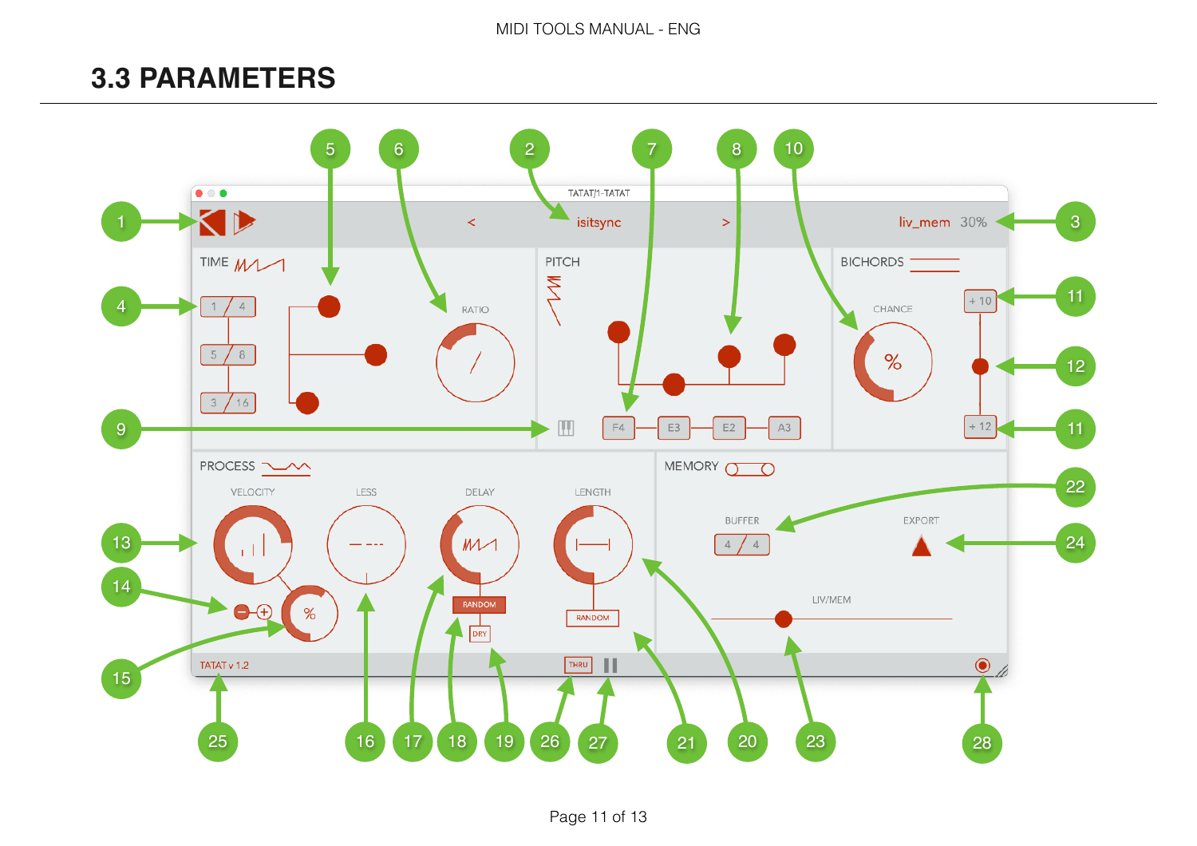## 3.3 PARAMETERS

TATAT/1-TATAT

isitsync

liv_mem 30%

TIME

1 / 4

5 / 8

3 / 16

RATIO

PITCH

F4 E3 E2 A3

BICHORDS

CHANCE

%

+ 10

+ 12

PROCESS

VELOCITY

LESS

DELAY

LENGTH

%

RANDOM

DRY

RANDOM

MEMORY

BUFFER

4 / 4

EXPORT

LIV/MEM

TATAT v 1.2

THRU

1 2 3 4 5 6 7 8 9 10 11 12 13 14 15 16 17 18 19 20 21 22 23 24 25 26 27 28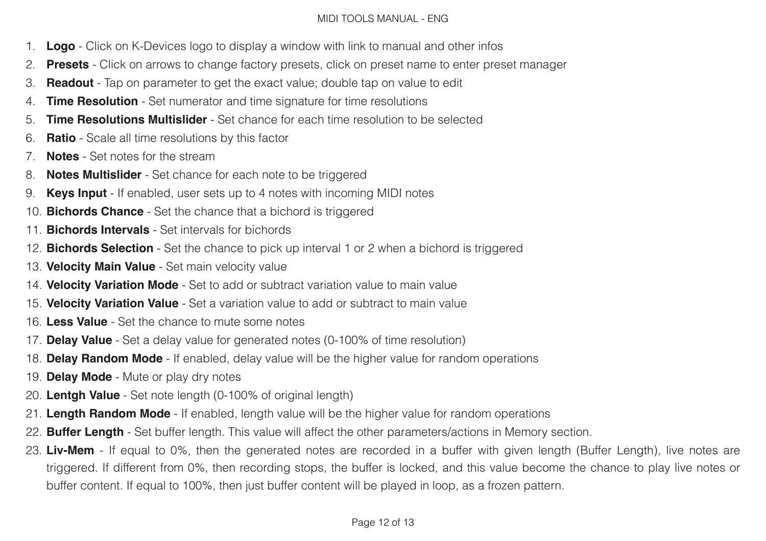1. **Logo** - Click on K-Devices logo to display a window with link to manual and other infos
2. **Presets** - Click on arrows to change factory presets, click on preset name to enter preset manager
3. **Readout** - Tap on parameter to get the exact value; double tap on value to edit
4. **Time Resolution** - Set numerator and time signature for time resolutions
5. **Time Resolutions Multislider** - Set chance for each time resolution to be selected
6. **Ratio** - Scale all time resolutions by this factor
7. **Notes** - Set notes for the stream
8. **Notes Multislider** - Set chance for each note to be triggered
9. **Keys Input** - If enabled, user sets up to 4 notes with incoming MIDI notes
10. **Bichords Chance** - Set the chance that a bichord is triggered
11. **Bichords Intervals** - Set intervals for bichords
12. **Bichords Selection** - Set the chance to pick up interval 1 or 2 when a bichord is triggered
13. **Velocity Main Value** - Set main velocity value
14. **Velocity Variation Mode** - Set to add or subtract variation value to main value
15. **Velocity Variation Value** - Set a variation value to add or subtract to main value
16. **Less Value** - Set the chance to mute some notes
17. **Delay Value** - Set a delay value for generated notes (0-100% of time resolution)
18. **Delay Random Mode** - If enabled, delay value will be the higher value for random operations
19. **Delay Mode** - Mute or play dry notes
20. **Lentgh Value** - Set note length (0-100% of original length)
21. **Length Random Mode** - If enabled, length value will be the higher value for random operations
22. **Buffer Length** - Set buffer length. This value will affect the other parameters/actions in Memory section.
23. **Liv-Mem** - If equal to 0%, then the generated notes are recorded in a buffer with given length (Buffer Length), live notes are triggered. If different from 0%, then recording stops, the buffer is locked, and this value become the chance to play live notes or buffer content. If equal to 100%, then just buffer content will be played in loop, as a frozen pattern.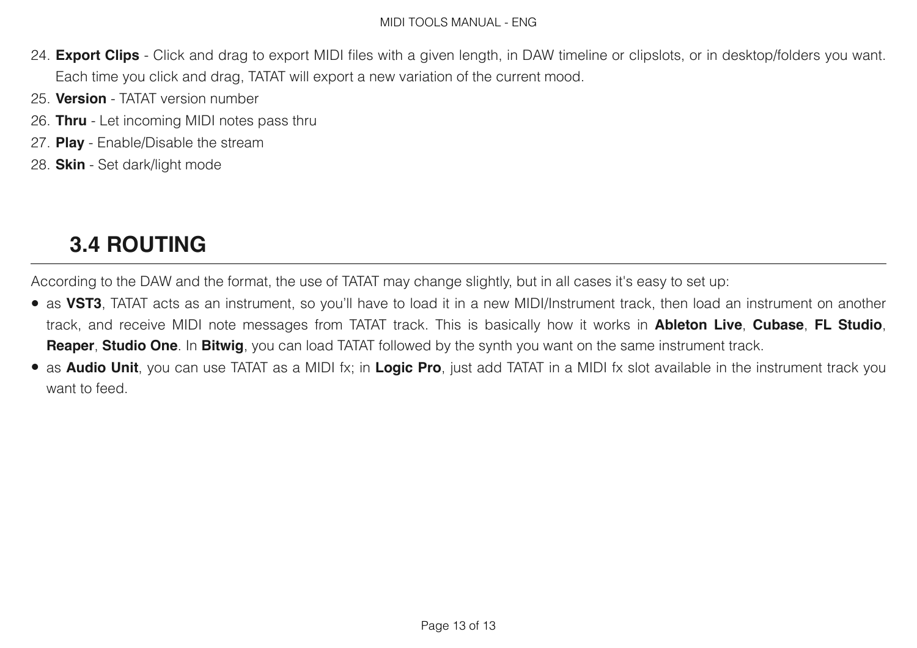24. **Export Clips** - Click and drag to export MIDI files with a given length, in DAW timeline or clipslots, or in desktop/folders you want. Each time you click and drag, TATAT will export a new variation of the current mood.
25. **Version** - TATAT version number
26. **Thru** - Let incoming MIDI notes pass thru
27. **Play** - Enable/Disable the stream
28. **Skin** - Set dark/light mode

## 3.4 ROUTING

According to the DAW and the format, the use of TATAT may change slightly, but in all cases it's easy to set up:

- as **VST3**, TATAT acts as an instrument, so you'll have to load it in a new MIDI/Instrument track, then load an instrument on another track, and receive MIDI note messages from TATAT track. This is basically how it works in **Ableton Live**, **Cubase**, **FL Studio**, **Reaper**, **Studio One**. In **Bitwig**, you can load TATAT followed by the synth you want on the same instrument track.
- as **Audio Unit**, you can use TATAT as a MIDI fx; in **Logic Pro**, just add TATAT in a MIDI fx slot available in the instrument track you want to feed.